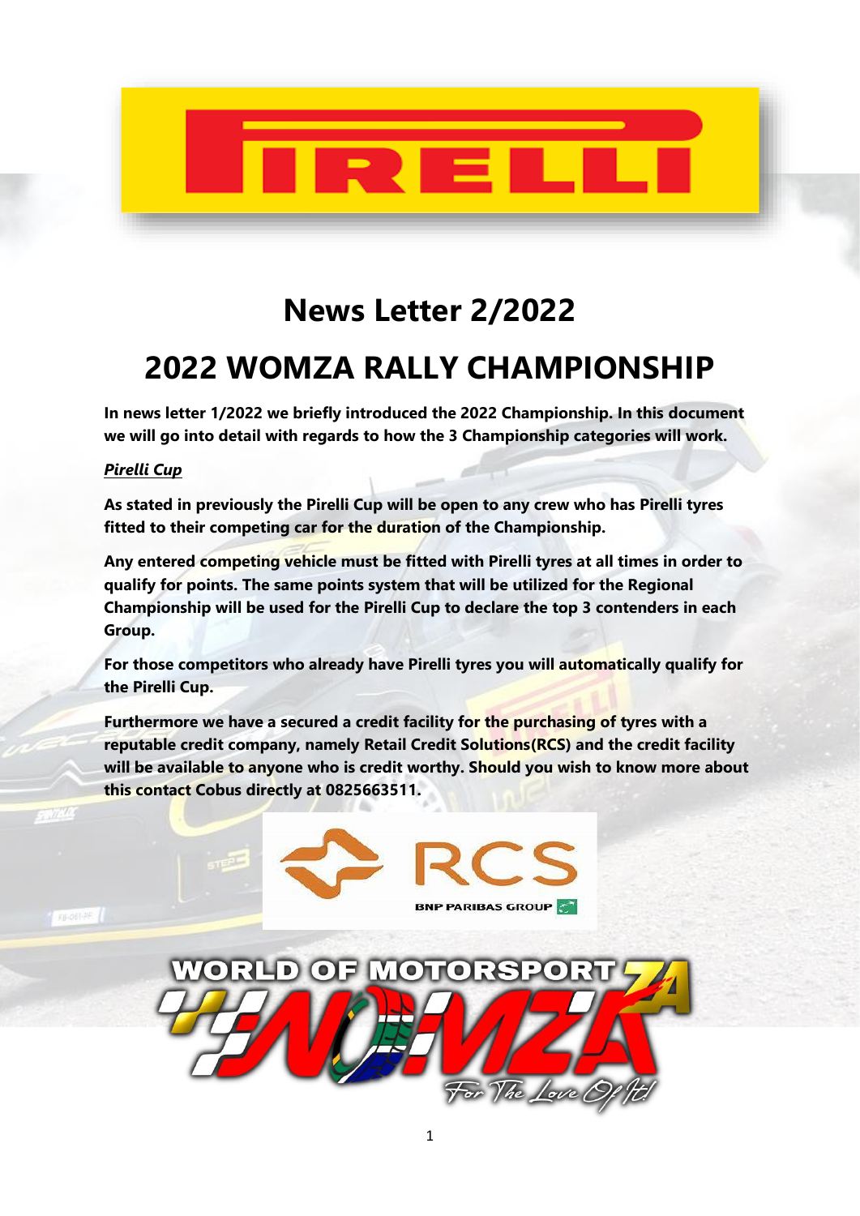# News Letter 2/2022

# 2022 WOMZA RALLY CHAMPIONSHIP

**In news letter 1/2022 we briefly introduced the 2022 Championship. In this document we will go into detail with regards to how the 3 Championship categories will work.**

***Pirelli Cup***

**As stated in previously the Pirelli Cup will be open to any crew who has Pirelli tyres fitted to their competing car for the duration of the Championship.**

**Any entered competing vehicle must be fitted with Pirelli tyres at all times in order to qualify for points. The same points system that will be utilized for the Regional Championship will be used for the Pirelli Cup to declare the top 3 contenders in each Group.**

**For those competitors who already have Pirelli tyres you will automatically qualify for the Pirelli Cup.**

**Furthermore we have a secured a credit facility for the purchasing of tyres with a reputable credit company, namely Retail Credit Solutions(RCS) and the credit facility will be available to anyone who is credit worthy. Should you wish to know more about this contact Cobus directly at 0825663511.**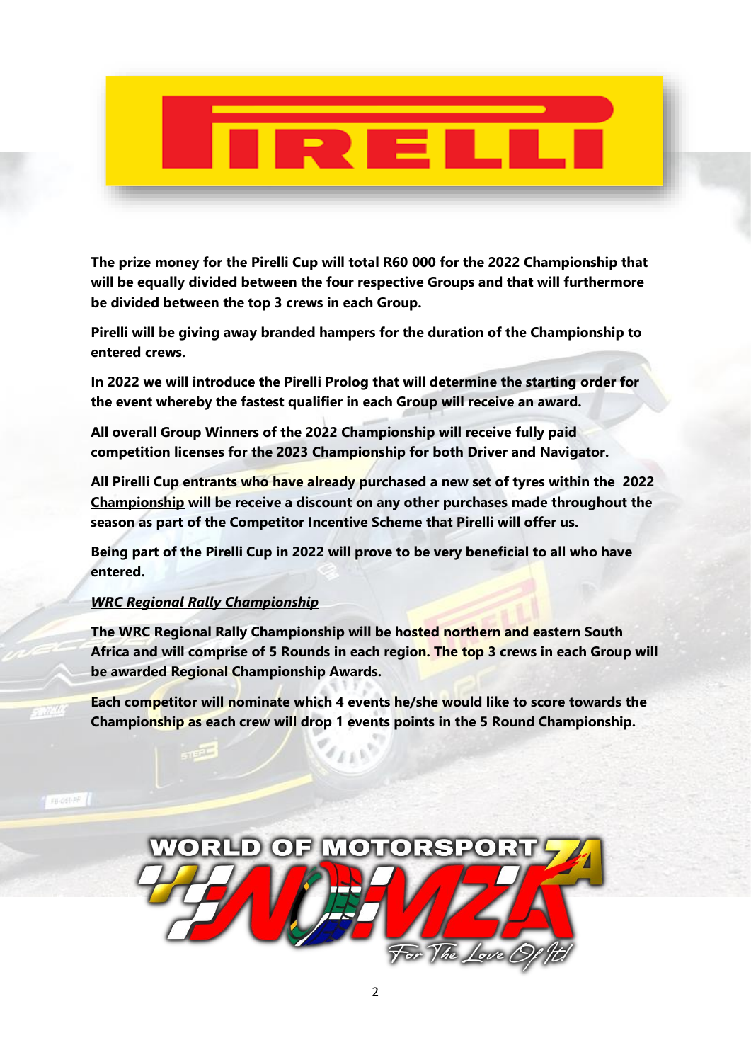**The prize money for the Pirelli Cup will total R60 000 for the 2022 Championship that will be equally divided between the four respective Groups and that will furthermore be divided between the top 3 crews in each Group.**

**Pirelli will be giving away branded hampers for the duration of the Championship to entered crews.**

**In 2022 we will introduce the Pirelli Prolog that will determine the starting order for the event whereby the fastest qualifier in each Group will receive an award.**

**All overall Group Winners of the 2022 Championship will receive fully paid competition licenses for the 2023 Championship for both Driver and Navigator.**

**All Pirelli Cup entrants who have already purchased a new set of tyres <u>within the 2022 Championship</u> will be receive a discount on any other purchases made throughout the season as part of the Competitor Incentive Scheme that Pirelli will offer us.**

**Being part of the Pirelli Cup in 2022 will prove to be very beneficial to all who have entered.**

***<u>WRC Regional Rally Championship</u>***

**The WRC Regional Rally Championship will be hosted northern and eastern South Africa and will comprise of 5 Rounds in each region. The top 3 crews in each Group will be awarded Regional Championship Awards.**

**Each competitor will nominate which 4 events he/she would like to score towards the Championship as each crew will drop 1 events points in the 5 Round Championship.**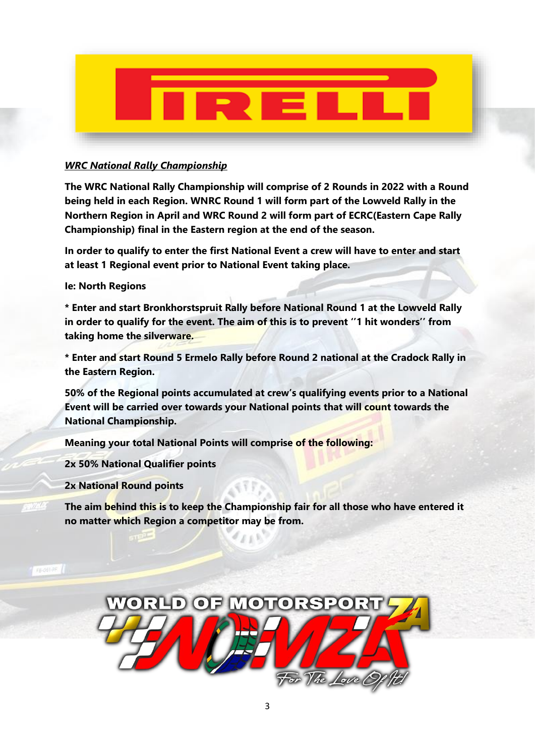***WRC National Rally Championship***

**The WRC National Rally Championship will comprise of 2 Rounds in 2022 with a Round being held in each Region. WNRC Round 1 will form part of the Lowveld Rally in the Northern Region in April and WRC Round 2 will form part of ECRC(Eastern Cape Rally Championship) final in the Eastern region at the end of the season.**

**In order to qualify to enter the first National Event a crew will have to enter and start at least 1 Regional event prior to National Event taking place.**

**Ie: North Regions**

**\* Enter and start Bronkhorstspruit Rally before National Round 1 at the Lowveld Rally in order to qualify for the event. The aim of this is to prevent ''1 hit wonders'' from taking home the silverware.**

**\* Enter and start Round 5 Ermelo Rally before Round 2 national at the Cradock Rally in the Eastern Region.**

**50% of the Regional points accumulated at crew's qualifying events prior to a National Event will be carried over towards your National points that will count towards the National Championship.**

**Meaning your total National Points will comprise of the following:**

**2x 50% National Qualifier points**

**2x National Round points**

**The aim behind this is to keep the Championship fair for all those who have entered it no matter which Region a competitor may be from.**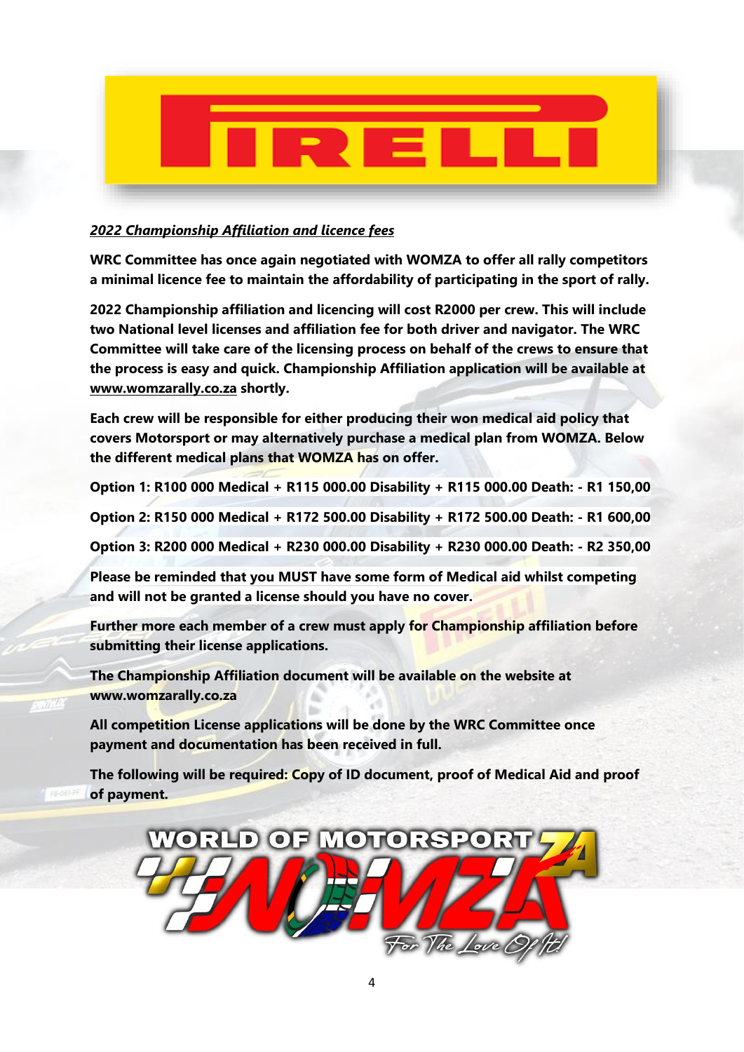## *2022 Championship Affiliation and licence fees*

**WRC Committee has once again negotiated with WOMZA to offer all rally competitors a minimal licence fee to maintain the affordability of participating in the sport of rally.**

**2022 Championship affiliation and licencing will cost R2000 per crew. This will include two National level licenses and affiliation fee for both driver and navigator. The WRC Committee will take care of the licensing process on behalf of the crews to ensure that the process is easy and quick. Championship Affiliation application will be available at www.womzarally.co.za shortly.**

**Each crew will be responsible for either producing their won medical aid policy that covers Motorsport or may alternatively purchase a medical plan from WOMZA. Below the different medical plans that WOMZA has on offer.**

**Option 1: R100 000 Medical + R115 000.00 Disability + R115 000.00 Death: - R1 150,00**

**Option 2: R150 000 Medical + R172 500.00 Disability + R172 500.00 Death: - R1 600,00**

**Option 3: R200 000 Medical + R230 000.00 Disability + R230 000.00 Death: - R2 350,00**

**Please be reminded that you MUST have some form of Medical aid whilst competing and will not be granted a license should you have no cover.**

**Further more each member of a crew must apply for Championship affiliation before submitting their license applications.**

**The Championship Affiliation document will be available on the website at www.womzarally.co.za**

**All competition License applications will be done by the WRC Committee once payment and documentation has been received in full.**

**The following will be required: Copy of ID document, proof of Medical Aid and proof of payment.**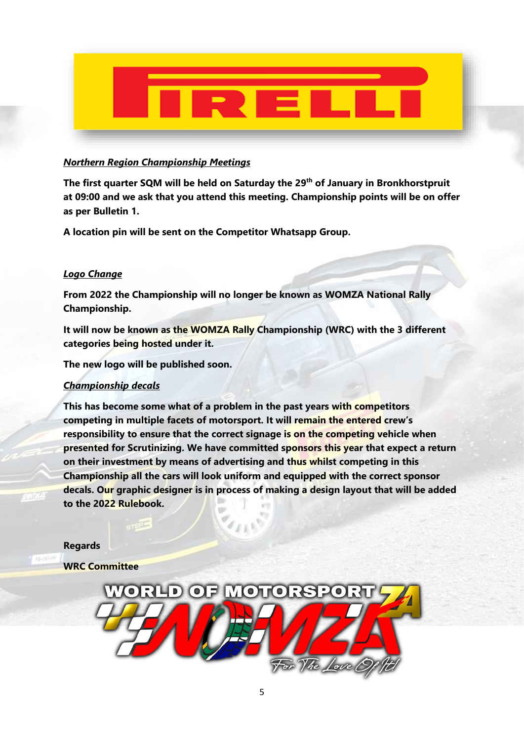## *Northern Region Championship Meetings*

**The first quarter SQM will be held on Saturday the 29th of January in Bronkhorstpruit at 09:00 and we ask that you attend this meeting. Championship points will be on offer as per Bulletin 1.**

**A location pin will be sent on the Competitor Whatsapp Group.**

## *Logo Change*

**From 2022 the Championship will no longer be known as WOMZA National Rally Championship.**

**It will now be known as the WOMZA Rally Championship (WRC) with the 3 different categories being hosted under it.**

**The new logo will be published soon.**

## *Championship decals*

**This has become some what of a problem in the past years with competitors competing in multiple facets of motorsport. It will remain the entered crew's responsibility to ensure that the correct signage is on the competing vehicle when presented for Scrutinizing. We have committed sponsors this year that expect a return on their investment by means of advertising and thus whilst competing in this Championship all the cars will look uniform and equipped with the correct sponsor decals. Our graphic designer is in process of making a design layout that will be added to the 2022 Rulebook.**

**Regards**

**WRC Committee**